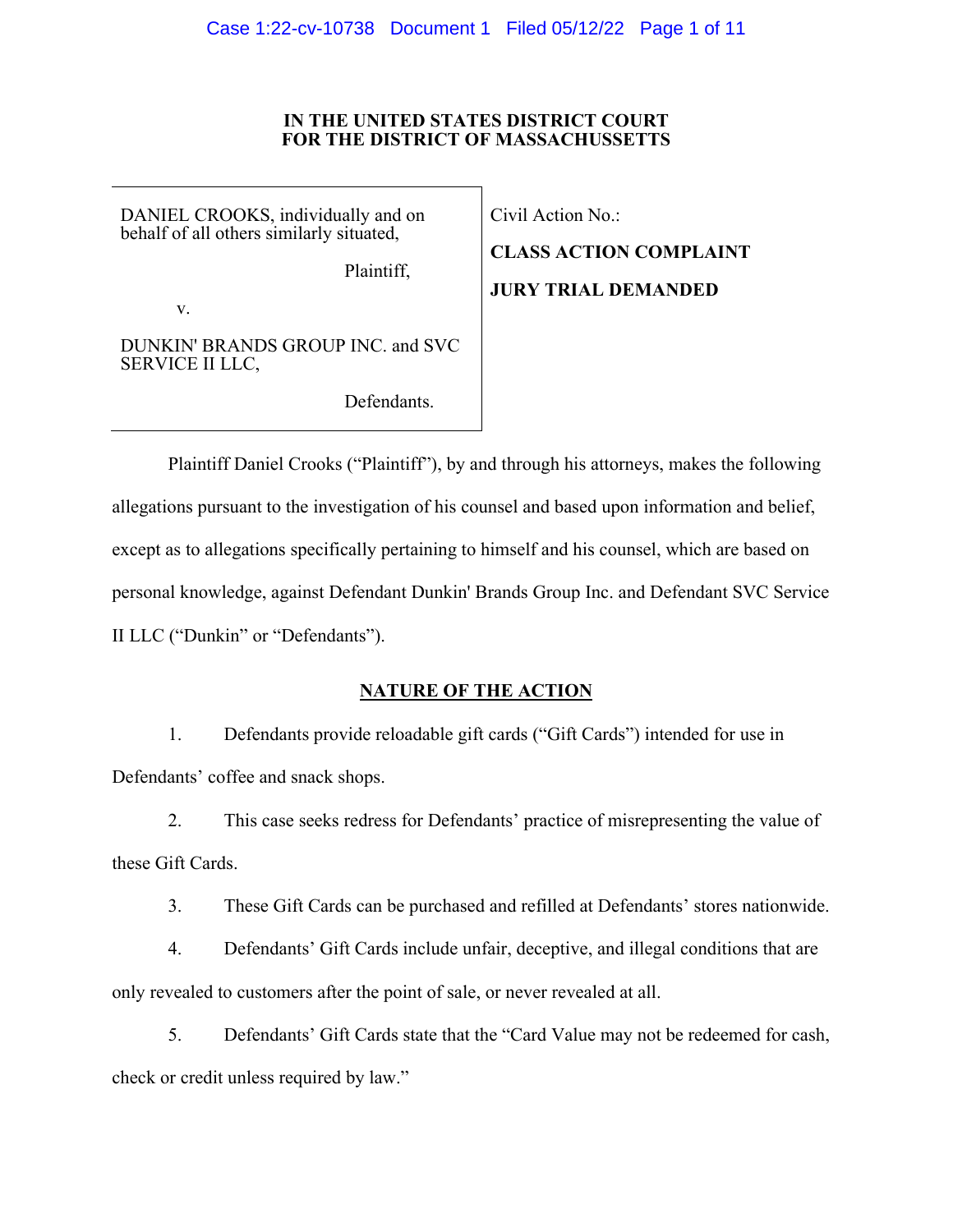**IN THE UNITED STATES DISTRICT COURT**
**FOR THE DISTRICT OF MASSACHUSSETTS**

| | |
|---|---|
| DANIEL CROOKS, individually and on behalf of all others similarly situated,<br><br>Plaintiff,<br><br>v.<br><br>DUNKIN' BRANDS GROUP INC. and SVC SERVICE II LLC,<br><br>Defendants. | Civil Action No.:<br><br>**CLASS ACTION COMPLAINT**<br><br>**JURY TRIAL DEMANDED** |

Plaintiff Daniel Crooks ("Plaintiff"), by and through his attorneys, makes the following allegations pursuant to the investigation of his counsel and based upon information and belief, except as to allegations specifically pertaining to himself and his counsel, which are based on personal knowledge, against Defendant Dunkin' Brands Group Inc. and Defendant SVC Service II LLC ("Dunkin" or "Defendants").

## NATURE OF THE ACTION

1. Defendants provide reloadable gift cards ("Gift Cards") intended for use in Defendants' coffee and snack shops.

2. This case seeks redress for Defendants' practice of misrepresenting the value of these Gift Cards.

3. These Gift Cards can be purchased and refilled at Defendants' stores nationwide.

4. Defendants' Gift Cards include unfair, deceptive, and illegal conditions that are only revealed to customers after the point of sale, or never revealed at all.

5. Defendants' Gift Cards state that the "Card Value may not be redeemed for cash, check or credit unless required by law."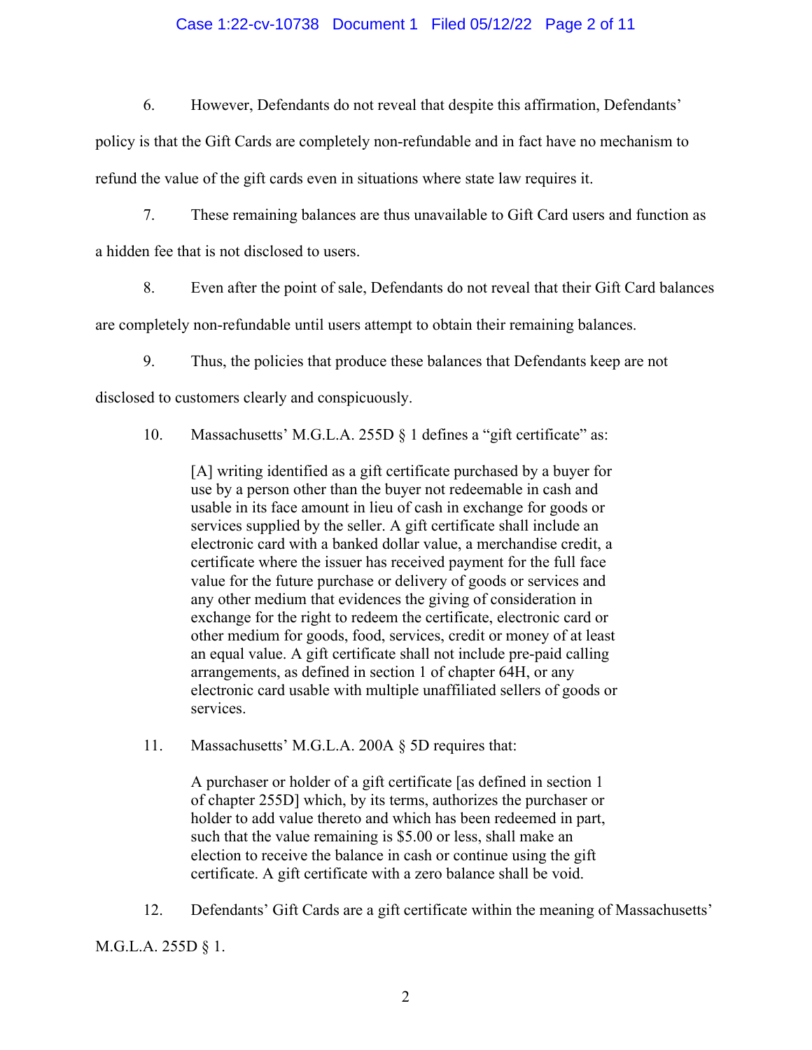6. However, Defendants do not reveal that despite this affirmation, Defendants' policy is that the Gift Cards are completely non-refundable and in fact have no mechanism to refund the value of the gift cards even in situations where state law requires it.

7. These remaining balances are thus unavailable to Gift Card users and function as a hidden fee that is not disclosed to users.

8. Even after the point of sale, Defendants do not reveal that their Gift Card balances are completely non-refundable until users attempt to obtain their remaining balances.

9. Thus, the policies that produce these balances that Defendants keep are not disclosed to customers clearly and conspicuously.

10. Massachusetts' M.G.L.A. 255D § 1 defines a "gift certificate" as:

> [A] writing identified as a gift certificate purchased by a buyer for use by a person other than the buyer not redeemable in cash and usable in its face amount in lieu of cash in exchange for goods or services supplied by the seller. A gift certificate shall include an electronic card with a banked dollar value, a merchandise credit, a certificate where the issuer has received payment for the full face value for the future purchase or delivery of goods or services and any other medium that evidences the giving of consideration in exchange for the right to redeem the certificate, electronic card or other medium for goods, food, services, credit or money of at least an equal value. A gift certificate shall not include pre-paid calling arrangements, as defined in section 1 of chapter 64H, or any electronic card usable with multiple unaffiliated sellers of goods or services.

11. Massachusetts' M.G.L.A. 200A § 5D requires that:

> A purchaser or holder of a gift certificate [as defined in section 1 of chapter 255D] which, by its terms, authorizes the purchaser or holder to add value thereto and which has been redeemed in part, such that the value remaining is $5.00 or less, shall make an election to receive the balance in cash or continue using the gift certificate. A gift certificate with a zero balance shall be void.

12. Defendants' Gift Cards are a gift certificate within the meaning of Massachusetts' M.G.L.A. 255D § 1.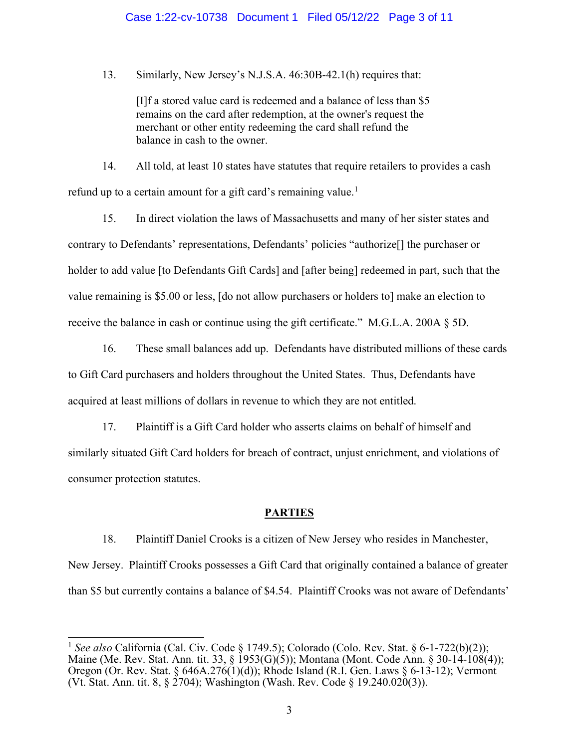13. Similarly, New Jersey's N.J.S.A. 46:30B-42.1(h) requires that:

> [I]f a stored value card is redeemed and a balance of less than $5 remains on the card after redemption, at the owner's request the merchant or other entity redeeming the card shall refund the balance in cash to the owner.

14. All told, at least 10 states have statutes that require retailers to provides a cash refund up to a certain amount for a gift card's remaining value.[1]

15. In direct violation the laws of Massachusetts and many of her sister states and contrary to Defendants' representations, Defendants' policies "authorize[] the purchaser or holder to add value [to Defendants Gift Cards] and [after being] redeemed in part, such that the value remaining is $5.00 or less, [do not allow purchasers or holders to] make an election to receive the balance in cash or continue using the gift certificate." M.G.L.A. 200A § 5D.

16. These small balances add up. Defendants have distributed millions of these cards to Gift Card purchasers and holders throughout the United States. Thus, Defendants have acquired at least millions of dollars in revenue to which they are not entitled.

17. Plaintiff is a Gift Card holder who asserts claims on behalf of himself and similarly situated Gift Card holders for breach of contract, unjust enrichment, and violations of consumer protection statutes.

## PARTIES

18. Plaintiff Daniel Crooks is a citizen of New Jersey who resides in Manchester, New Jersey. Plaintiff Crooks possesses a Gift Card that originally contained a balance of greater than $5 but currently contains a balance of $4.54. Plaintiff Crooks was not aware of Defendants'

---

[1] *See also* California (Cal. Civ. Code § 1749.5); Colorado (Colo. Rev. Stat. § 6-1-722(b)(2)); Maine (Me. Rev. Stat. Ann. tit. 33, § 1953(G)(5)); Montana (Mont. Code Ann. § 30-14-108(4)); Oregon (Or. Rev. Stat. § 646A.276(1)(d)); Rhode Island (R.I. Gen. Laws § 6-13-12); Vermont (Vt. Stat. Ann. tit. 8, § 2704); Washington (Wash. Rev. Code § 19.240.020(3)).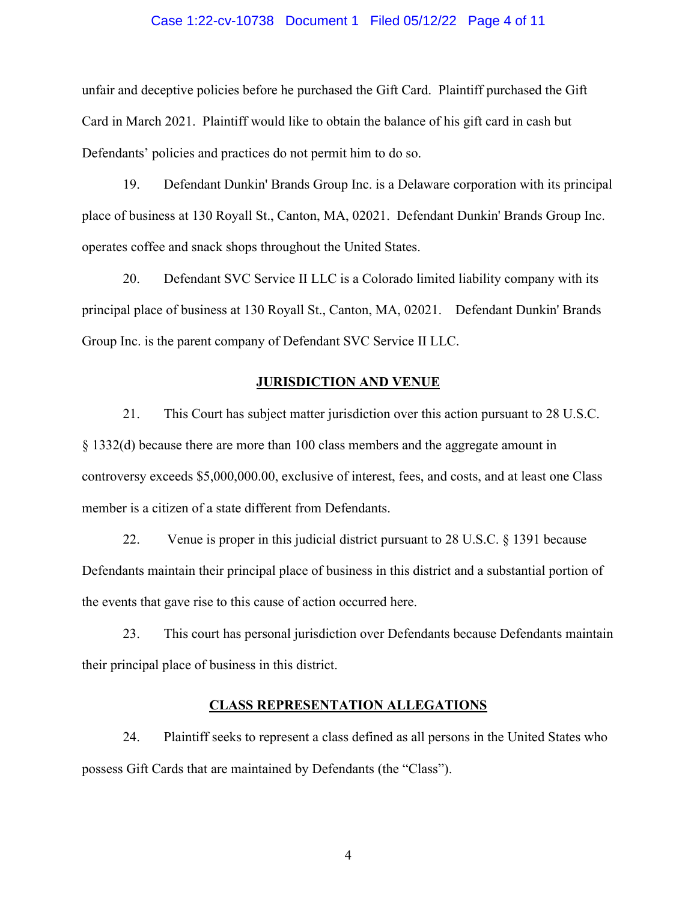unfair and deceptive policies before he purchased the Gift Card. Plaintiff purchased the Gift Card in March 2021. Plaintiff would like to obtain the balance of his gift card in cash but Defendants' policies and practices do not permit him to do so.

19. Defendant Dunkin' Brands Group Inc. is a Delaware corporation with its principal place of business at 130 Royall St., Canton, MA, 02021. Defendant Dunkin' Brands Group Inc. operates coffee and snack shops throughout the United States.

20. Defendant SVC Service II LLC is a Colorado limited liability company with its principal place of business at 130 Royall St., Canton, MA, 02021. Defendant Dunkin' Brands Group Inc. is the parent company of Defendant SVC Service II LLC.

## JURISDICTION AND VENUE

21. This Court has subject matter jurisdiction over this action pursuant to 28 U.S.C. § 1332(d) because there are more than 100 class members and the aggregate amount in controversy exceeds $5,000,000.00, exclusive of interest, fees, and costs, and at least one Class member is a citizen of a state different from Defendants.

22. Venue is proper in this judicial district pursuant to 28 U.S.C. § 1391 because Defendants maintain their principal place of business in this district and a substantial portion of the events that gave rise to this cause of action occurred here.

23. This court has personal jurisdiction over Defendants because Defendants maintain their principal place of business in this district.

## CLASS REPRESENTATION ALLEGATIONS

24. Plaintiff seeks to represent a class defined as all persons in the United States who possess Gift Cards that are maintained by Defendants (the "Class").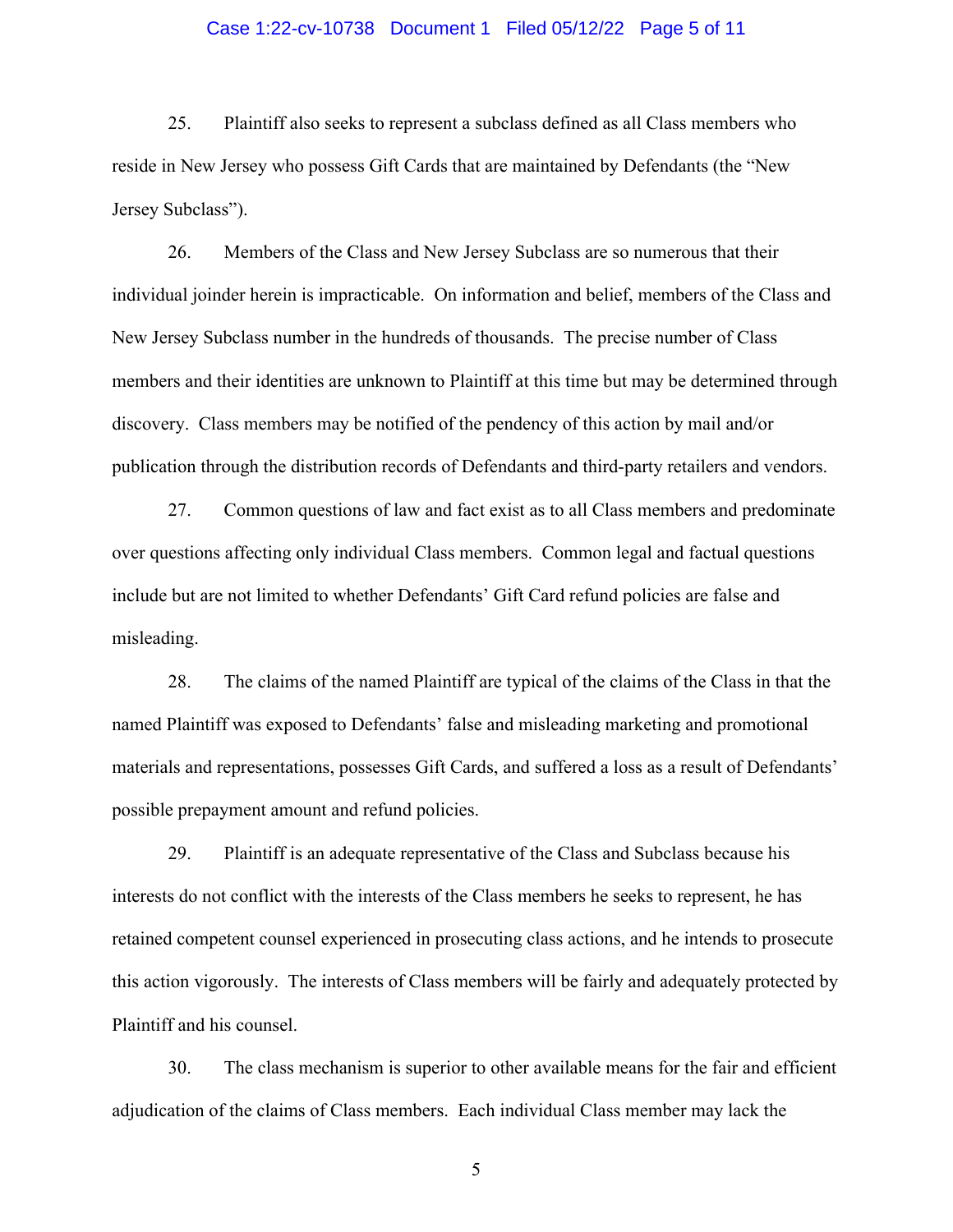25. Plaintiff also seeks to represent a subclass defined as all Class members who reside in New Jersey who possess Gift Cards that are maintained by Defendants (the "New Jersey Subclass").

26. Members of the Class and New Jersey Subclass are so numerous that their individual joinder herein is impracticable. On information and belief, members of the Class and New Jersey Subclass number in the hundreds of thousands. The precise number of Class members and their identities are unknown to Plaintiff at this time but may be determined through discovery. Class members may be notified of the pendency of this action by mail and/or publication through the distribution records of Defendants and third-party retailers and vendors.

27. Common questions of law and fact exist as to all Class members and predominate over questions affecting only individual Class members. Common legal and factual questions include but are not limited to whether Defendants' Gift Card refund policies are false and misleading.

28. The claims of the named Plaintiff are typical of the claims of the Class in that the named Plaintiff was exposed to Defendants' false and misleading marketing and promotional materials and representations, possesses Gift Cards, and suffered a loss as a result of Defendants' possible prepayment amount and refund policies.

29. Plaintiff is an adequate representative of the Class and Subclass because his interests do not conflict with the interests of the Class members he seeks to represent, he has retained competent counsel experienced in prosecuting class actions, and he intends to prosecute this action vigorously. The interests of Class members will be fairly and adequately protected by Plaintiff and his counsel.

30. The class mechanism is superior to other available means for the fair and efficient adjudication of the claims of Class members. Each individual Class member may lack the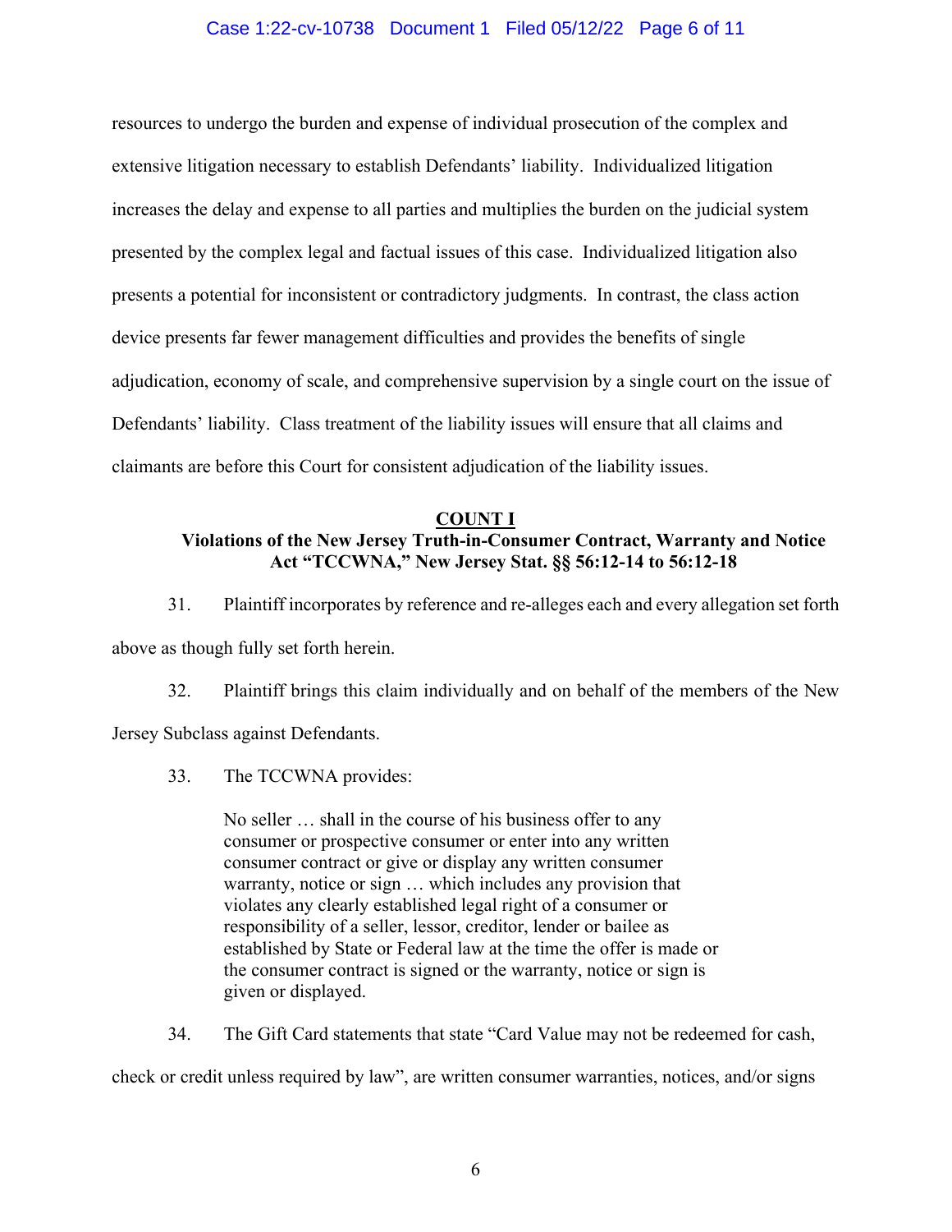resources to undergo the burden and expense of individual prosecution of the complex and extensive litigation necessary to establish Defendants' liability. Individualized litigation increases the delay and expense to all parties and multiplies the burden on the judicial system presented by the complex legal and factual issues of this case. Individualized litigation also presents a potential for inconsistent or contradictory judgments. In contrast, the class action device presents far fewer management difficulties and provides the benefits of single adjudication, economy of scale, and comprehensive supervision by a single court on the issue of Defendants' liability. Class treatment of the liability issues will ensure that all claims and claimants are before this Court for consistent adjudication of the liability issues.

## COUNT I

**Violations of the New Jersey Truth-in-Consumer Contract, Warranty and Notice Act "TCCWNA," New Jersey Stat. §§ 56:12-14 to 56:12-18**

31. Plaintiff incorporates by reference and re-alleges each and every allegation set forth above as though fully set forth herein.

32. Plaintiff brings this claim individually and on behalf of the members of the New Jersey Subclass against Defendants.

33. The TCCWNA provides:

> No seller … shall in the course of his business offer to any consumer or prospective consumer or enter into any written consumer contract or give or display any written consumer warranty, notice or sign … which includes any provision that violates any clearly established legal right of a consumer or responsibility of a seller, lessor, creditor, lender or bailee as established by State or Federal law at the time the offer is made or the consumer contract is signed or the warranty, notice or sign is given or displayed.

34. The Gift Card statements that state "Card Value may not be redeemed for cash, check or credit unless required by law", are written consumer warranties, notices, and/or signs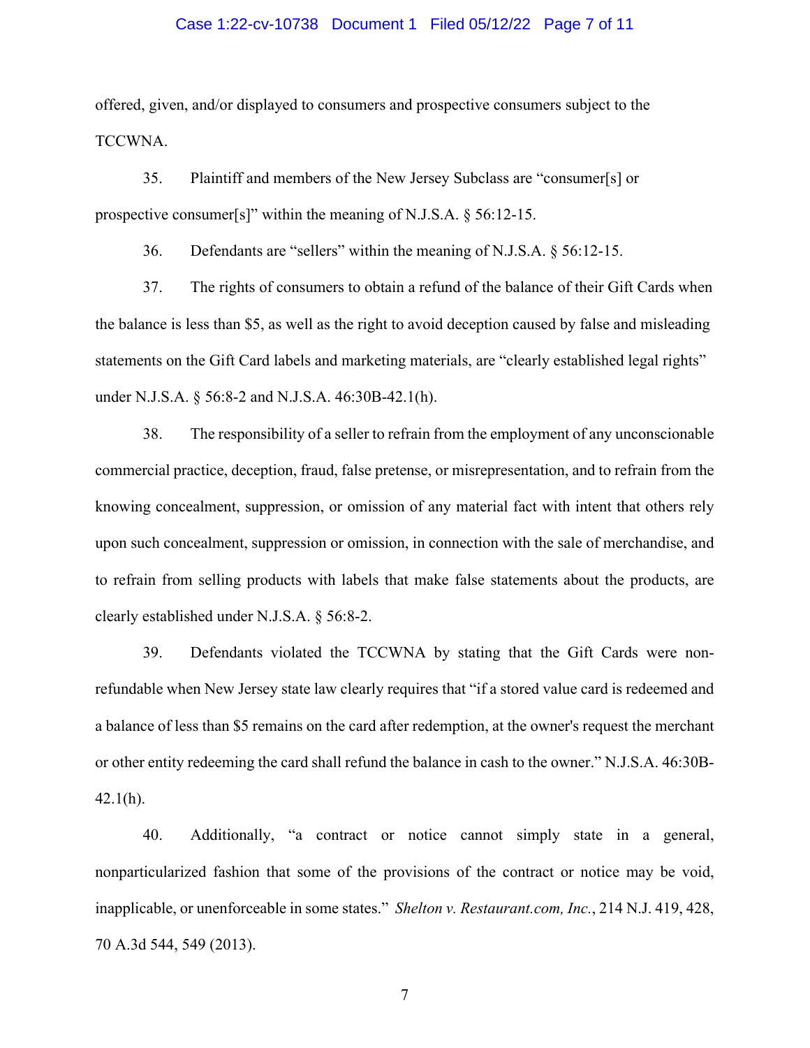offered, given, and/or displayed to consumers and prospective consumers subject to the TCCWNA.

35. Plaintiff and members of the New Jersey Subclass are "consumer[s] or prospective consumer[s]" within the meaning of N.J.S.A. § 56:12-15.

36. Defendants are "sellers" within the meaning of N.J.S.A. § 56:12-15.

37. The rights of consumers to obtain a refund of the balance of their Gift Cards when the balance is less than $5, as well as the right to avoid deception caused by false and misleading statements on the Gift Card labels and marketing materials, are "clearly established legal rights" under N.J.S.A. § 56:8-2 and N.J.S.A. 46:30B-42.1(h).

38. The responsibility of a seller to refrain from the employment of any unconscionable commercial practice, deception, fraud, false pretense, or misrepresentation, and to refrain from the knowing concealment, suppression, or omission of any material fact with intent that others rely upon such concealment, suppression or omission, in connection with the sale of merchandise, and to refrain from selling products with labels that make false statements about the products, are clearly established under N.J.S.A. § 56:8-2.

39. Defendants violated the TCCWNA by stating that the Gift Cards were non-refundable when New Jersey state law clearly requires that "if a stored value card is redeemed and a balance of less than $5 remains on the card after redemption, at the owner's request the merchant or other entity redeeming the card shall refund the balance in cash to the owner." N.J.S.A. 46:30B-42.1(h).

40. Additionally, "a contract or notice cannot simply state in a general, nonparticularized fashion that some of the provisions of the contract or notice may be void, inapplicable, or unenforceable in some states." *Shelton v. Restaurant.com, Inc.*, 214 N.J. 419, 428, 70 A.3d 544, 549 (2013).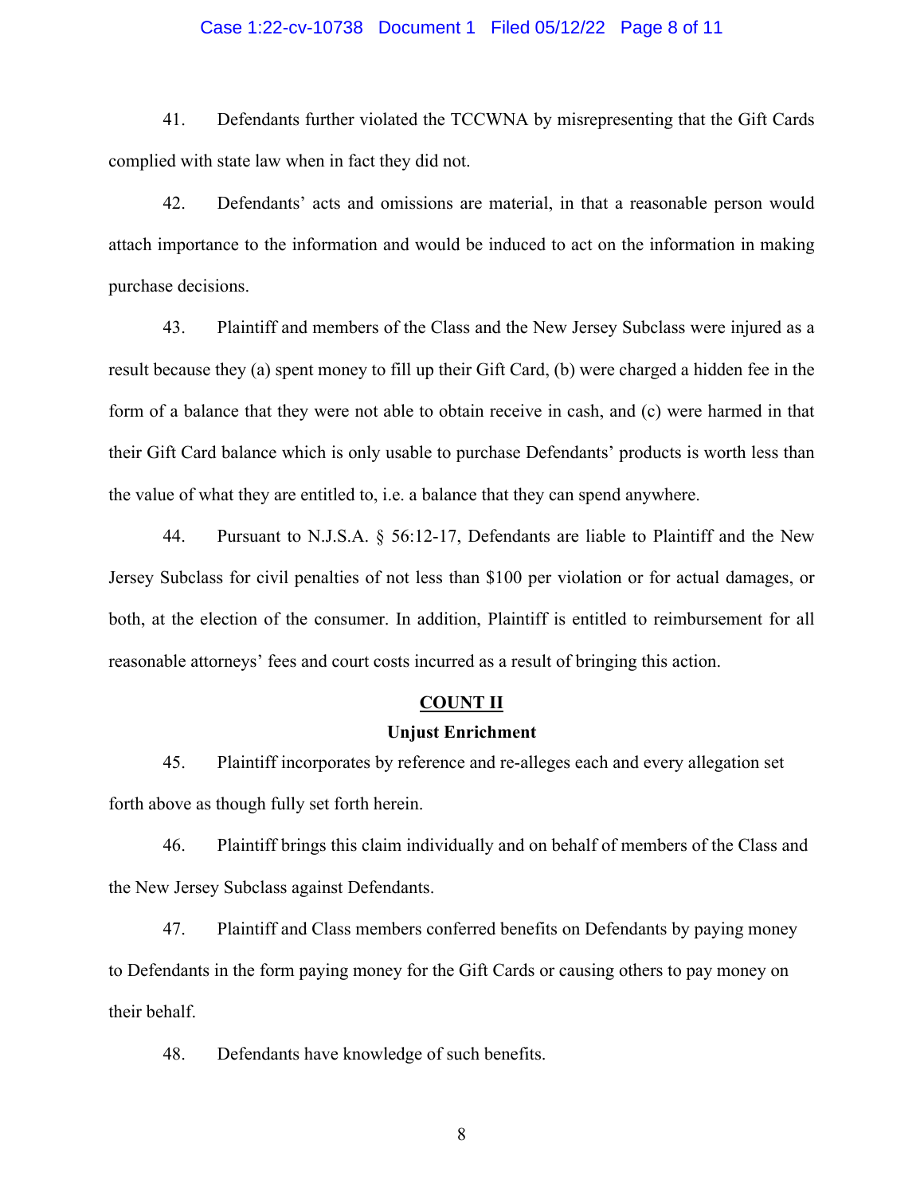41. Defendants further violated the TCCWNA by misrepresenting that the Gift Cards complied with state law when in fact they did not.

42. Defendants' acts and omissions are material, in that a reasonable person would attach importance to the information and would be induced to act on the information in making purchase decisions.

43. Plaintiff and members of the Class and the New Jersey Subclass were injured as a result because they (a) spent money to fill up their Gift Card, (b) were charged a hidden fee in the form of a balance that they were not able to obtain receive in cash, and (c) were harmed in that their Gift Card balance which is only usable to purchase Defendants' products is worth less than the value of what they are entitled to, i.e. a balance that they can spend anywhere.

44. Pursuant to N.J.S.A. § 56:12-17, Defendants are liable to Plaintiff and the New Jersey Subclass for civil penalties of not less than $100 per violation or for actual damages, or both, at the election of the consumer. In addition, Plaintiff is entitled to reimbursement for all reasonable attorneys' fees and court costs incurred as a result of bringing this action.

## COUNT II

### Unjust Enrichment

45. Plaintiff incorporates by reference and re-alleges each and every allegation set forth above as though fully set forth herein.

46. Plaintiff brings this claim individually and on behalf of members of the Class and the New Jersey Subclass against Defendants.

47. Plaintiff and Class members conferred benefits on Defendants by paying money to Defendants in the form paying money for the Gift Cards or causing others to pay money on their behalf.

48. Defendants have knowledge of such benefits.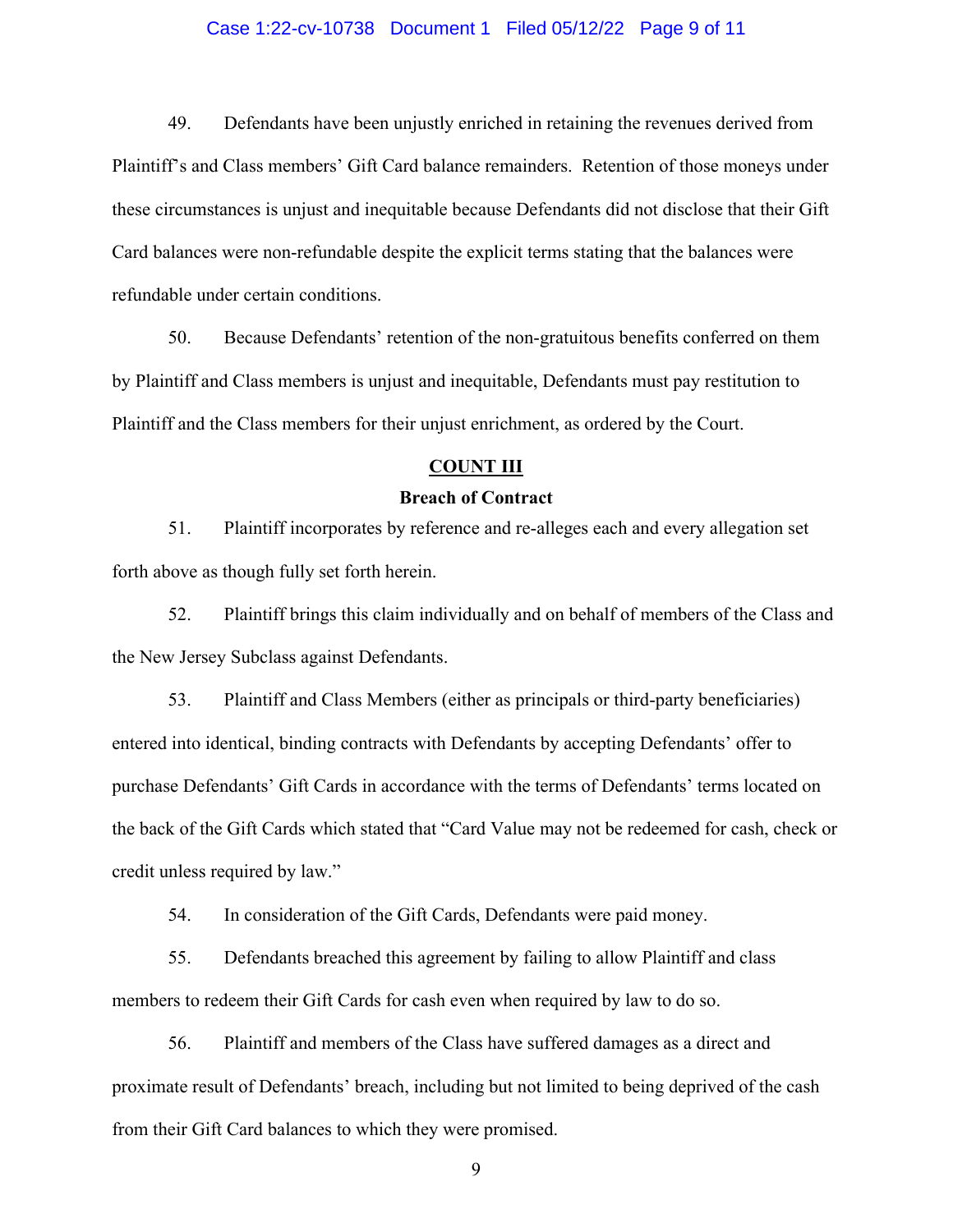49. Defendants have been unjustly enriched in retaining the revenues derived from Plaintiff's and Class members' Gift Card balance remainders. Retention of those moneys under these circumstances is unjust and inequitable because Defendants did not disclose that their Gift Card balances were non-refundable despite the explicit terms stating that the balances were refundable under certain conditions.

50. Because Defendants' retention of the non-gratuitous benefits conferred on them by Plaintiff and Class members is unjust and inequitable, Defendants must pay restitution to Plaintiff and the Class members for their unjust enrichment, as ordered by the Court.

## COUNT III

### Breach of Contract

51. Plaintiff incorporates by reference and re-alleges each and every allegation set forth above as though fully set forth herein.

52. Plaintiff brings this claim individually and on behalf of members of the Class and the New Jersey Subclass against Defendants.

53. Plaintiff and Class Members (either as principals or third-party beneficiaries) entered into identical, binding contracts with Defendants by accepting Defendants' offer to purchase Defendants' Gift Cards in accordance with the terms of Defendants' terms located on the back of the Gift Cards which stated that "Card Value may not be redeemed for cash, check or credit unless required by law."

54. In consideration of the Gift Cards, Defendants were paid money.

55. Defendants breached this agreement by failing to allow Plaintiff and class members to redeem their Gift Cards for cash even when required by law to do so.

56. Plaintiff and members of the Class have suffered damages as a direct and proximate result of Defendants' breach, including but not limited to being deprived of the cash from their Gift Card balances to which they were promised.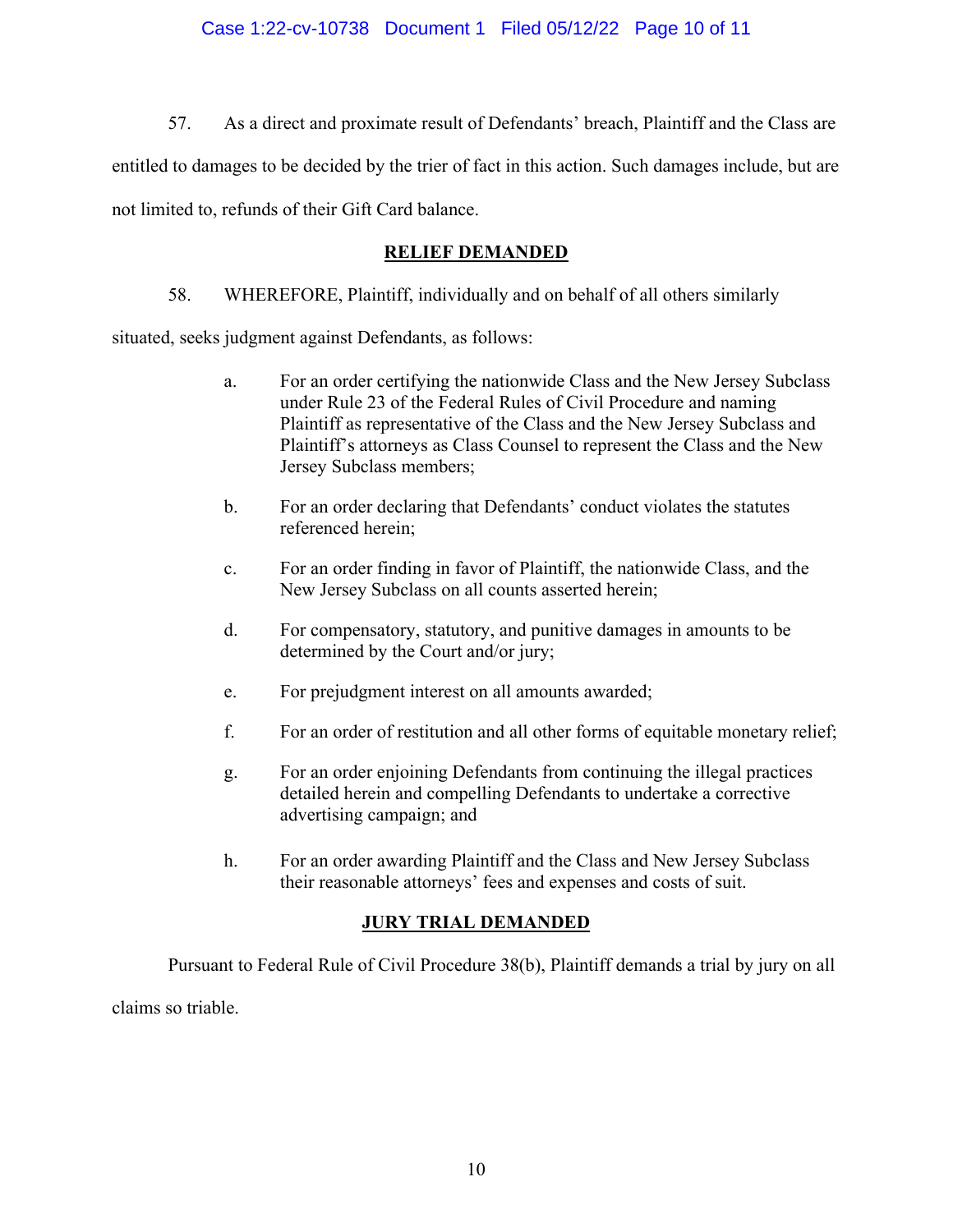57. As a direct and proximate result of Defendants' breach, Plaintiff and the Class are entitled to damages to be decided by the trier of fact in this action. Such damages include, but are not limited to, refunds of their Gift Card balance.

## RELIEF DEMANDED

58. WHEREFORE, Plaintiff, individually and on behalf of all others similarly situated, seeks judgment against Defendants, as follows:

a. For an order certifying the nationwide Class and the New Jersey Subclass under Rule 23 of the Federal Rules of Civil Procedure and naming Plaintiff as representative of the Class and the New Jersey Subclass and Plaintiff's attorneys as Class Counsel to represent the Class and the New Jersey Subclass members;

b. For an order declaring that Defendants' conduct violates the statutes referenced herein;

c. For an order finding in favor of Plaintiff, the nationwide Class, and the New Jersey Subclass on all counts asserted herein;

d. For compensatory, statutory, and punitive damages in amounts to be determined by the Court and/or jury;

e. For prejudgment interest on all amounts awarded;

f. For an order of restitution and all other forms of equitable monetary relief;

g. For an order enjoining Defendants from continuing the illegal practices detailed herein and compelling Defendants to undertake a corrective advertising campaign; and

h. For an order awarding Plaintiff and the Class and New Jersey Subclass their reasonable attorneys' fees and expenses and costs of suit.

## JURY TRIAL DEMANDED

Pursuant to Federal Rule of Civil Procedure 38(b), Plaintiff demands a trial by jury on all claims so triable.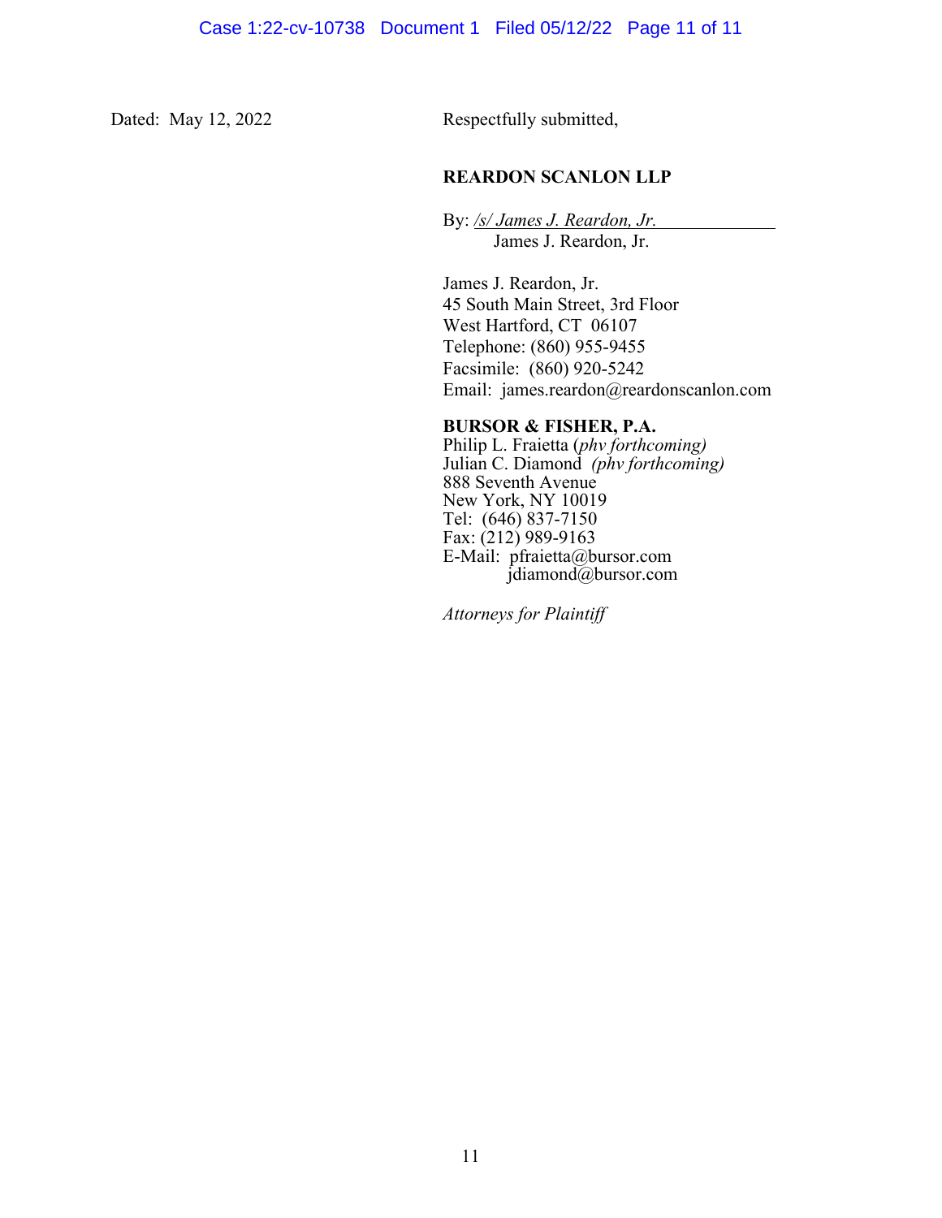Dated: May 12, 2022

Respectfully submitted,

**REARDON SCANLON LLP**

By: */s/ James J. Reardon, Jr.*
James J. Reardon, Jr.

James J. Reardon, Jr.
45 South Main Street, 3rd Floor
West Hartford, CT 06107
Telephone: (860) 955-9455
Facsimile: (860) 920-5242
Email: james.reardon@reardonscanlon.com

**BURSOR & FISHER, P.A.**
Philip L. Fraietta (*phv forthcoming)*
Julian C. Diamond *(phv forthcoming)*
888 Seventh Avenue
New York, NY 10019
Tel: (646) 837-7150
Fax: (212) 989-9163
E-Mail: pfraietta@bursor.com
jdiamond@bursor.com

*Attorneys for Plaintiff*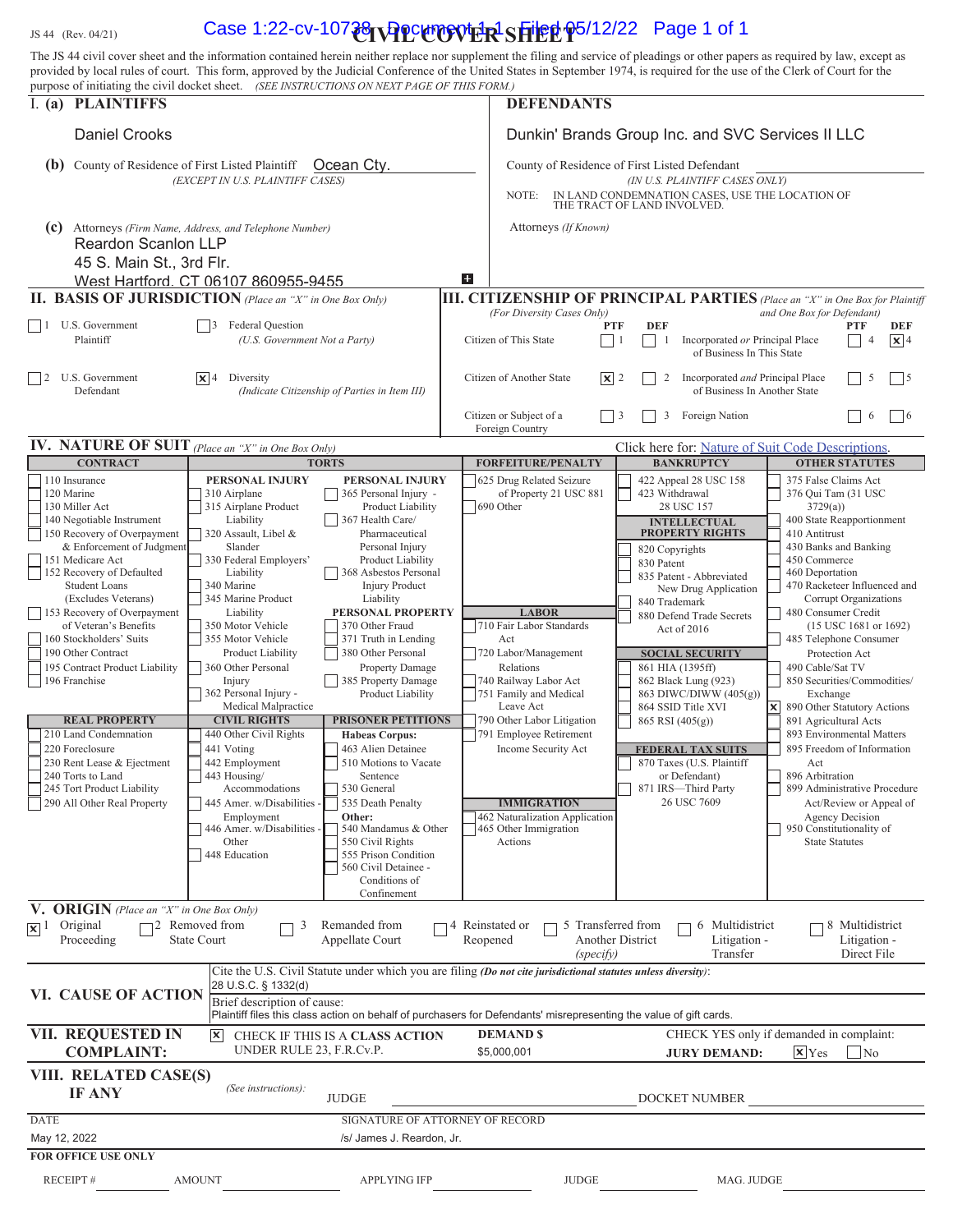JS 44 (Rev. 04/21)

# CIVIL COVER SHEET

The JS 44 civil cover sheet and the information contained herein neither replace nor supplement the filing and service of pleadings or other papers as required by law, except as provided by local rules of court. This form, approved by the Judicial Conference of the United States in September 1974, is required for the use of the Clerk of Court for the purpose of initiating the civil docket sheet. *(SEE INSTRUCTIONS ON NEXT PAGE OF THIS FORM.)*

## I. (a) PLAINTIFFS

Daniel Crooks

**(b)** County of Residence of First Listed Plaintiff: Ocean Cty.
*(EXCEPT IN U.S. PLAINTIFF CASES)*

**(c)** Attorneys *(Firm Name, Address, and Telephone Number)*
Reardon Scanlon LLP
45 S. Main St., 3rd Flr.
West Hartford, CT 06107 860955-9455

## DEFENDANTS

Dunkin' Brands Group Inc. and SVC Services II LLC

County of Residence of First Listed Defendant: 
*(IN U.S. PLAINTIFF CASES ONLY)*

NOTE: IN LAND CONDEMNATION CASES, USE THE LOCATION OF THE TRACT OF LAND INVOLVED.

Attorneys *(If Known)*

## II. BASIS OF JURISDICTION *(Place an "X" in One Box Only)*

- [ ] 1 U.S. Government Plaintiff
- [ ] 3 Federal Question (U.S. Government Not a Party)
- [ ] 2 U.S. Government Defendant
- [x] 4 Diversity (Indicate Citizenship of Parties in Item III)

## III. CITIZENSHIP OF PRINCIPAL PARTIES *(Place an "X" in One Box for Plaintiff and One Box for Defendant)* *(For Diversity Cases Only)*

| | PTF | DEF | | PTF | DEF |
|---|---|---|---|---|---|
| Citizen of This State | ☐ 1 | ☐ 1 | Incorporated *or* Principal Place of Business In This State | ☐ 4 | ☒ 4 |
| Citizen of Another State | ☒ 2 | ☐ 2 | Incorporated *and* Principal Place of Business In Another State | ☐ 5 | ☐ 5 |
| Citizen or Subject of a Foreign Country | ☐ 3 | ☐ 3 | Foreign Nation | ☐ 6 | ☐ 6 |

## IV. NATURE OF SUIT *(Place an "X" in One Box Only)*

Click here for: Nature of Suit Code Descriptions.

Selected: ☒ 890 Other Statutory Actions (OTHER STATUTES)

## V. ORIGIN *(Place an "X" in One Box Only)*

- [x] 1 Original Proceeding
- [ ] 2 Removed from State Court
- [ ] 3 Remanded from Appellate Court
- [ ] 4 Reinstated or Reopened
- [ ] 5 Transferred from Another District *(specify)*
- [ ] 6 Multidistrict Litigation - Transfer
- [ ] 8 Multidistrict Litigation - Direct File

## VI. CAUSE OF ACTION

Cite the U.S. Civil Statute under which you are filing *(Do not cite jurisdictional statutes unless diversity)*: 28 U.S.C. § 1332(d)

Brief description of cause: Plaintiff files this class action on behalf of purchasers for Defendants' misrepresenting the value of gift cards.

## VII. REQUESTED IN COMPLAINT:

☒ CHECK IF THIS IS A CLASS ACTION UNDER RULE 23, F.R.Cv.P.

DEMAND $: $5,000,001

CHECK YES only if demanded in complaint: JURY DEMAND: ☒ Yes ☐ No

## VIII. RELATED CASE(S) IF ANY *(See instructions)*:

JUDGE: 
DOCKET NUMBER: 

DATE: May 12, 2022

SIGNATURE OF ATTORNEY OF RECORD: /s/ James J. Reardon, Jr.

**FOR OFFICE USE ONLY**

RECEIPT # ______ AMOUNT ______ APPLYING IFP ______ JUDGE ______ MAG. JUDGE ______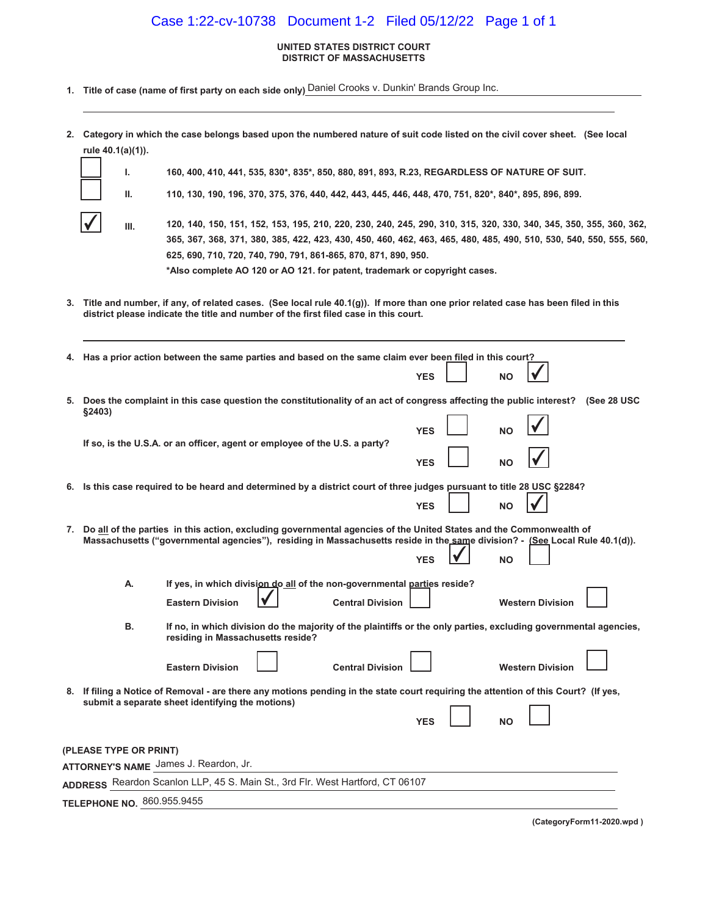**UNITED STATES DISTRICT COURT**
**DISTRICT OF MASSACHUSETTS**

1. **Title of case (name of first party on each side only)** Daniel Crooks v. Dunkin' Brands Group Inc.

2. **Category in which the case belongs based upon the numbered nature of suit code listed on the civil cover sheet. (See local rule 40.1(a)(1)).**

   ☐ I. 160, 400, 410, 441, 535, 830*, 835*, 850, 880, 891, 893, R.23, REGARDLESS OF NATURE OF SUIT.

   ☐ II. 110, 130, 190, 196, 370, 375, 376, 440, 442, 443, 445, 446, 448, 470, 751, 820*, 840*, 895, 896, 899.

   ☑ III. 120, 140, 150, 151, 152, 153, 195, 210, 220, 230, 240, 245, 290, 310, 315, 320, 330, 340, 345, 350, 355, 360, 362, 365, 367, 368, 371, 380, 385, 422, 423, 430, 450, 460, 462, 463, 465, 480, 485, 490, 510, 530, 540, 550, 555, 560, 625, 690, 710, 720, 740, 790, 791, 861-865, 870, 871, 890, 950.

   *Also complete AO 120 or AO 121. for patent, trademark or copyright cases.

3. **Title and number, if any, of related cases. (See local rule 40.1(g)). If more than one prior related case has been filed in this district please indicate the title and number of the first filed case in this court.**

4. **Has a prior action between the same parties and based on the same claim ever been filed in this court?**

   YES ☐ NO ☑

5. **Does the complaint in this case question the constitutionality of an act of congress affecting the public interest? (See 28 USC §2403)**

   YES ☐ NO ☑

   **If so, is the U.S.A. or an officer, agent or employee of the U.S. a party?**

   YES ☐ NO ☑

6. **Is this case required to be heard and determined by a district court of three judges pursuant to title 28 USC §2284?**

   YES ☐ NO ☑

7. **Do all of the parties in this action, excluding governmental agencies of the United States and the Commonwealth of Massachusetts ("governmental agencies"), residing in Massachusetts reside in the same division? - (See Local Rule 40.1(d)).**

   YES ☑ NO ☐

   A. **If yes, in which division do all of the non-governmental parties reside?**

   Eastern Division ☑ Central Division ☐ Western Division ☐

   B. **If no, in which division do the majority of the plaintiffs or the only parties, excluding governmental agencies, residing in Massachusetts reside?**

   Eastern Division ☐ Central Division ☐ Western Division ☐

8. **If filing a Notice of Removal - are there any motions pending in the state court requiring the attention of this Court? (If yes, submit a separate sheet identifying the motions)**

   YES ☐ NO ☐

**(PLEASE TYPE OR PRINT)**

**ATTORNEY'S NAME** James J. Reardon, Jr.

**ADDRESS** Reardon Scanlon LLP, 45 S. Main St., 3rd Flr. West Hartford, CT 06107

**TELEPHONE NO.** 860.955.9455

(CategoryForm11-2020.wpd )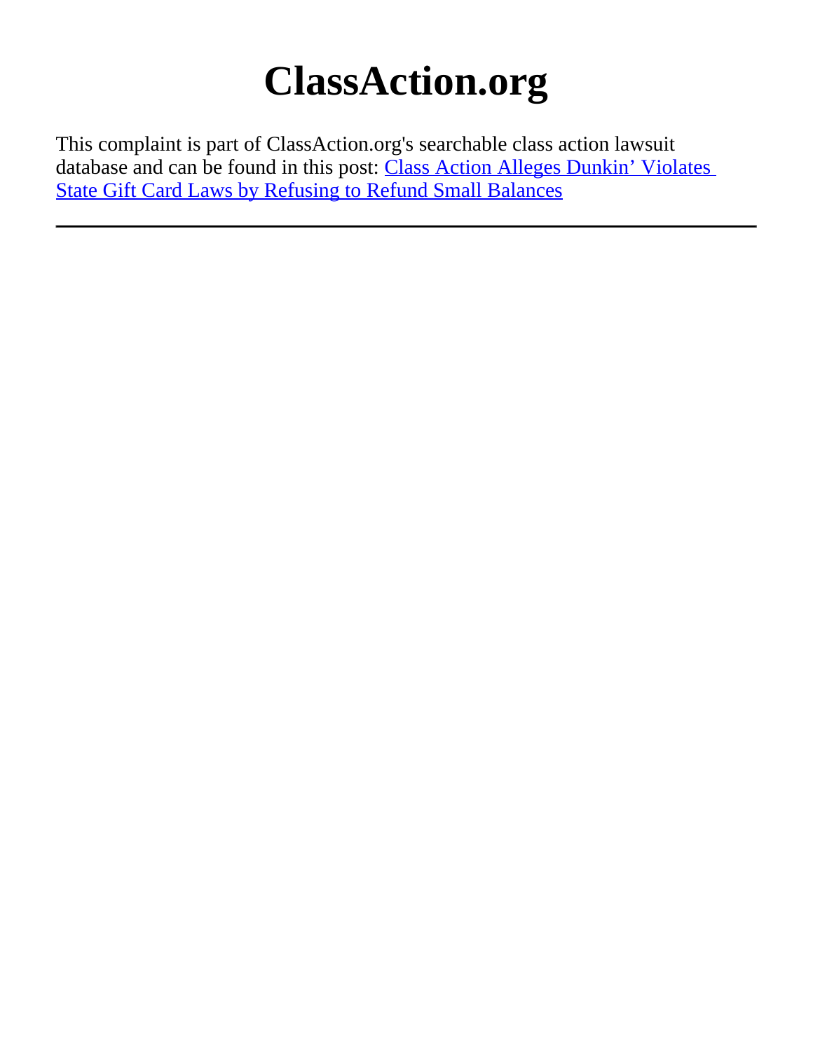# ClassAction.org

This complaint is part of ClassAction.org's searchable class action lawsuit database and can be found in this post: [Class Action Alleges Dunkin' Violates State Gift Card Laws by Refusing to Refund Small Balances](#)

---